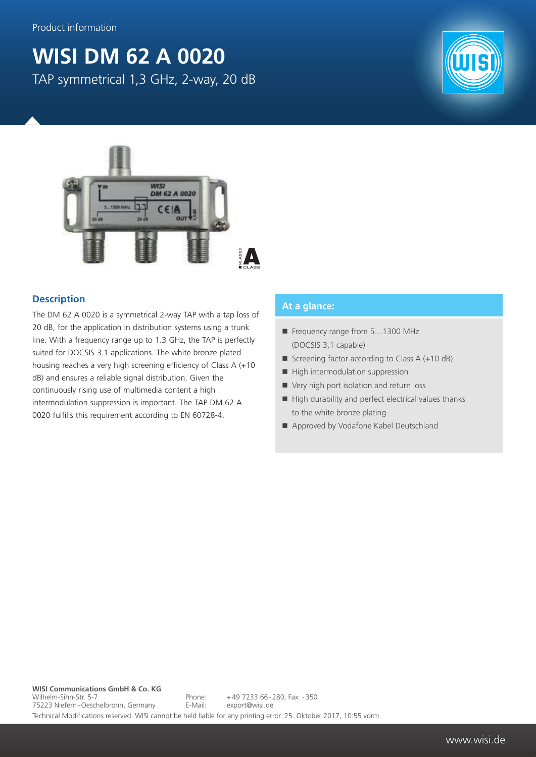Product information

# WISI DM 62 A 0020

TAP symmetrical 1,3 GHz, 2-way, 20 dB

## Description

The DM 62 A 0020 is a symmetrical 2-way TAP with a tap loss of 20 dB, for the application in distribution systems using a trunk line. With a frequency range up to 1.3 GHz, the TAP is perfectly suited for DOCSIS 3.1 applications. The white bronze plated housing reaches a very high screening efficiency of Class A (+10 dB) and ensures a reliable signal distribution. Given the continuously rising use of multimedia content a high intermodulation suppression is important. The TAP DM 62 A 0020 fulfills this requirement according to EN 60728-4.

## At a glance:

- Frequency range from 5…1300 MHz (DOCSIS 3.1 capable)
- Screening factor according to Class A (+10 dB)
- High intermodulation suppression
- Very high port isolation and return loss
- High durability and perfect electrical values thanks to the white bronze plating
- Approved by Vodafone Kabel Deutschland

**WISI Communications GmbH & Co. KG**
Wilhelm-Sihn-Str. 5-7
75223 Niefern-Oeschelbronn, Germany

Phone: +49 7233 66-280, Fax: -350
E-Mail: export@wisi.de

Technical Modifications reserved. WISI cannot be held liable for any printing error. 25. Oktober 2017, 10:55 vorm.

www.wisi.de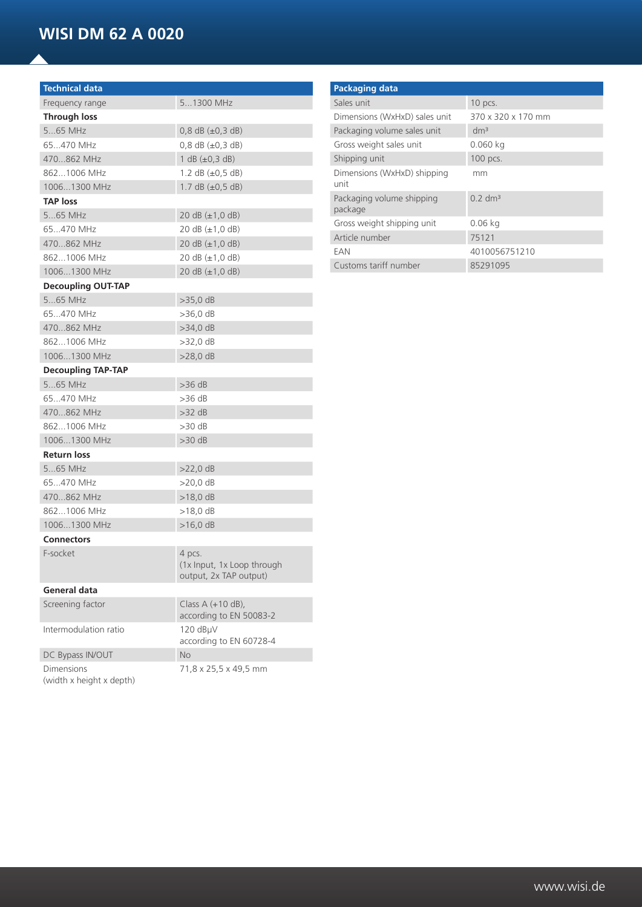# WISI DM 62 A 0020

| Technical data | |
|---|---|
| Frequency range | 5...1300 MHz |
| **Through loss** | |
| 5...65 MHz | 0,8 dB (±0,3 dB) |
| 65...470 MHz | 0,8 dB (±0,3 dB) |
| 470...862 MHz | 1 dB (±0,3 dB) |
| 862...1006 MHz | 1.2 dB (±0,5 dB) |
| 1006...1300 MHz | 1.7 dB (±0,5 dB) |
| **TAP loss** | |
| 5...65 MHz | 20 dB (±1,0 dB) |
| 65...470 MHz | 20 dB (±1,0 dB) |
| 470...862 MHz | 20 dB (±1,0 dB) |
| 862...1006 MHz | 20 dB (±1,0 dB) |
| 1006...1300 MHz | 20 dB (±1,0 dB) |
| **Decoupling OUT-TAP** | |
| 5...65 MHz | >35,0 dB |
| 65...470 MHz | >36,0 dB |
| 470...862 MHz | >34,0 dB |
| 862...1006 MHz | >32,0 dB |
| 1006...1300 MHz | >28,0 dB |
| **Decoupling TAP-TAP** | |
| 5...65 MHz | >36 dB |
| 65...470 MHz | >36 dB |
| 470...862 MHz | >32 dB |
| 862...1006 MHz | >30 dB |
| 1006...1300 MHz | >30 dB |
| **Return loss** | |
| 5...65 MHz | >22,0 dB |
| 65...470 MHz | >20,0 dB |
| 470...862 MHz | >18,0 dB |
| 862...1006 MHz | >18,0 dB |
| 1006...1300 MHz | >16,0 dB |
| **Connectors** | |
| F-socket | 4 pcs. (1x Input, 1x Loop through output, 2x TAP output) |
| **General data** | |
| Screening factor | Class A (+10 dB), according to EN 50083-2 |
| Intermodulation ratio | 120 dBµV according to EN 60728-4 |
| DC Bypass IN/OUT | No |
| Dimensions (width x height x depth) | 71,8 x 25,5 x 49,5 mm |

| Packaging data | |
|---|---|
| Sales unit | 10 pcs. |
| Dimensions (WxHxD) sales unit | 370 x 320 x 170 mm |
| Packaging volume sales unit | dm³ |
| Gross weight sales unit | 0.060 kg |
| Shipping unit | 100 pcs. |
| Dimensions (WxHxD) shipping unit | mm |
| Packaging volume shipping package | 0.2 dm³ |
| Gross weight shipping unit | 0.06 kg |
| Article number | 75121 |
| EAN | 4010056751210 |
| Customs tariff number | 85291095 |

www.wisi.de